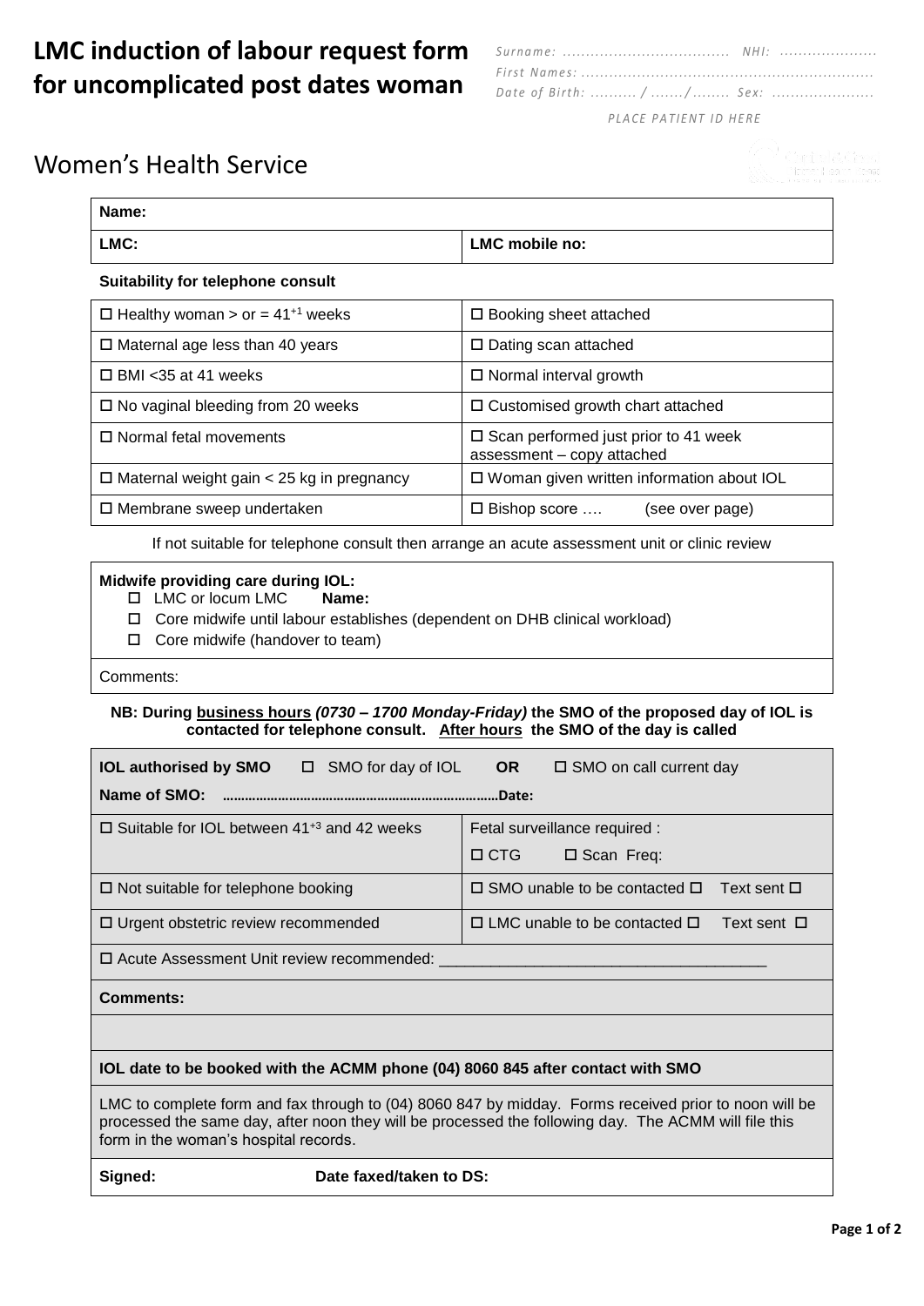# LMC induction of labour request form for uncomplicated post dates woman

Surname: .................................... NHI: ....................
First Names: ..............................................................
Date of Birth: .........../......./........ Sex: ......................

PLACE PATIENT ID HERE

## Women's Health Service

| Name: | |
|---|---|
| LMC: | LMC mobile no: |

**Suitability for telephone consult**

| | |
|---|---|
| ☐ Healthy woman > or = $41^{+1}$ weeks | ☐ Booking sheet attached |
| ☐ Maternal age less than 40 years | ☐ Dating scan attached |
| ☐ BMI <35 at 41 weeks | ☐ Normal interval growth |
| ☐ No vaginal bleeding from 20 weeks | ☐ Customised growth chart attached |
| ☐ Normal fetal movements | ☐ Scan performed just prior to 41 week assessment – copy attached |
| ☐ Maternal weight gain < 25 kg in pregnancy | ☐ Woman given written information about IOL |
| ☐ Membrane sweep undertaken | ☐ Bishop score …. (see over page) |

If not suitable for telephone consult then arrange an acute assessment unit or clinic review

**Midwife providing care during IOL:**

- ☐ LMC or locum LMC **Name:**
- ☐ Core midwife until labour establishes (dependent on DHB clinical workload)
- ☐ Core midwife (handover to team)

Comments:

**NB: During <u>business hours</u> *(0730 – 1700 Monday-Friday)* the SMO of the proposed day of IOL is contacted for telephone consult. <u>After hours</u> the SMO of the day is called**

| **IOL authorised by SMO** ☐ SMO for day of IOL **OR** ☐ SMO on call current day<br>**Name of SMO:** ..........................................................................Date: | |
|---|---|
| ☐ Suitable for IOL between $41^{+3}$ and 42 weeks | Fetal surveillance required :<br>☐ CTG ☐ Scan Freq: |
| ☐ Not suitable for telephone booking | ☐ SMO unable to be contacted ☐ Text sent ☐ |
| ☐ Urgent obstetric review recommended | ☐ LMC unable to be contacted ☐ Text sent ☐ |
| ☐ Acute Assessment Unit review recommended: ______________________________________ | |
| **Comments:** | |
| | |
| **IOL date to be booked with the ACMM phone (04) 8060 845 after contact with SMO** | |
| LMC to complete form and fax through to (04) 8060 847 by midday. Forms received prior to noon will be processed the same day, after noon they will be processed the following day. The ACMM will file this form in the woman's hospital records. | |
| **Signed:** **Date faxed/taken to DS:** | |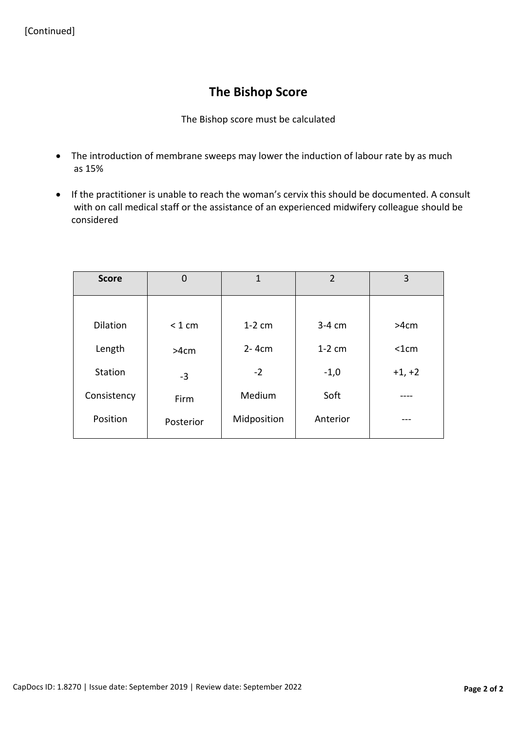[Continued]

## The Bishop Score

The Bishop score must be calculated

- The introduction of membrane sweeps may lower the induction of labour rate by as much as 15%
- If the practitioner is unable to reach the woman's cervix this should be documented. A consult with on call medical staff or the assistance of an experienced midwifery colleague should be considered

| **Score** | 0 | 1 | 2 | 3 |
|---|---|---|---|---|
| Dilation | < 1 cm | 1-2 cm | 3-4 cm | >4cm |
| Length | >4cm | 2- 4cm | 1-2 cm | <1cm |
| Station | -3 | -2 | -1,0 | +1, +2 |
| Consistency | Firm | Medium | Soft | ---- |
| Position | Posterior | Midposition | Anterior | --- |

CapDocs ID: 1.8270 | Issue date: September 2019 | Review date: September 2022